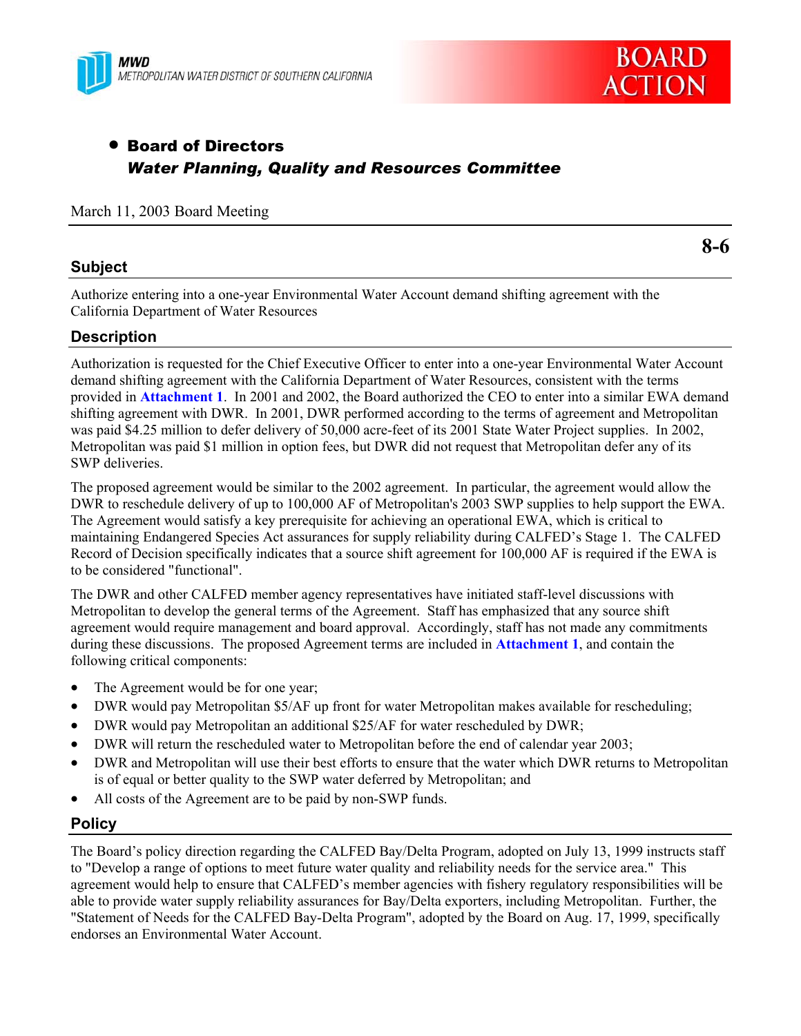MWD
METROPOLITAN WATER DISTRICT OF SOUTHERN CALIFORNIA

BOARD ACTION

- **Board of Directors**
  ***Water Planning, Quality and Resources Committee***

March 11, 2003 Board Meeting

**8-6**

## Subject

Authorize entering into a one-year Environmental Water Account demand shifting agreement with the California Department of Water Resources

## Description

Authorization is requested for the Chief Executive Officer to enter into a one-year Environmental Water Account demand shifting agreement with the California Department of Water Resources, consistent with the terms provided in **Attachment 1**. In 2001 and 2002, the Board authorized the CEO to enter into a similar EWA demand shifting agreement with DWR. In 2001, DWR performed according to the terms of agreement and Metropolitan was paid $4.25 million to defer delivery of 50,000 acre-feet of its 2001 State Water Project supplies. In 2002, Metropolitan was paid $1 million in option fees, but DWR did not request that Metropolitan defer any of its SWP deliveries.

The proposed agreement would be similar to the 2002 agreement. In particular, the agreement would allow the DWR to reschedule delivery of up to 100,000 AF of Metropolitan's 2003 SWP supplies to help support the EWA. The Agreement would satisfy a key prerequisite for achieving an operational EWA, which is critical to maintaining Endangered Species Act assurances for supply reliability during CALFED's Stage 1. The CALFED Record of Decision specifically indicates that a source shift agreement for 100,000 AF is required if the EWA is to be considered "functional".

The DWR and other CALFED member agency representatives have initiated staff-level discussions with Metropolitan to develop the general terms of the Agreement. Staff has emphasized that any source shift agreement would require management and board approval. Accordingly, staff has not made any commitments during these discussions. The proposed Agreement terms are included in **Attachment 1**, and contain the following critical components:

- The Agreement would be for one year;
- DWR would pay Metropolitan $5/AF up front for water Metropolitan makes available for rescheduling;
- DWR would pay Metropolitan an additional $25/AF for water rescheduled by DWR;
- DWR will return the rescheduled water to Metropolitan before the end of calendar year 2003;
- DWR and Metropolitan will use their best efforts to ensure that the water which DWR returns to Metropolitan is of equal or better quality to the SWP water deferred by Metropolitan; and
- All costs of the Agreement are to be paid by non-SWP funds.

## Policy

The Board's policy direction regarding the CALFED Bay/Delta Program, adopted on July 13, 1999 instructs staff to "Develop a range of options to meet future water quality and reliability needs for the service area." This agreement would help to ensure that CALFED's member agencies with fishery regulatory responsibilities will be able to provide water supply reliability assurances for Bay/Delta exporters, including Metropolitan. Further, the "Statement of Needs for the CALFED Bay-Delta Program", adopted by the Board on Aug. 17, 1999, specifically endorses an Environmental Water Account.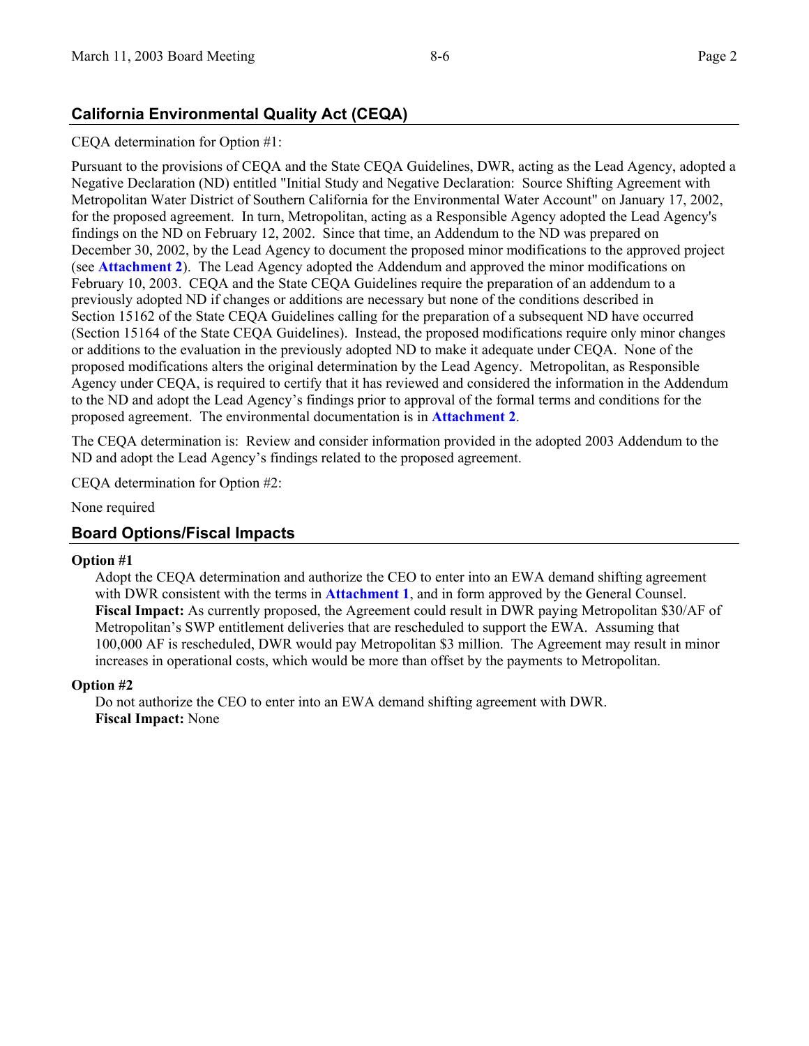## California Environmental Quality Act (CEQA)

CEQA determination for Option #1:

Pursuant to the provisions of CEQA and the State CEQA Guidelines, DWR, acting as the Lead Agency, adopted a Negative Declaration (ND) entitled "Initial Study and Negative Declaration: Source Shifting Agreement with Metropolitan Water District of Southern California for the Environmental Water Account" on January 17, 2002, for the proposed agreement. In turn, Metropolitan, acting as a Responsible Agency adopted the Lead Agency's findings on the ND on February 12, 2002. Since that time, an Addendum to the ND was prepared on December 30, 2002, by the Lead Agency to document the proposed minor modifications to the approved project (see **Attachment 2**). The Lead Agency adopted the Addendum and approved the minor modifications on February 10, 2003. CEQA and the State CEQA Guidelines require the preparation of an addendum to a previously adopted ND if changes or additions are necessary but none of the conditions described in Section 15162 of the State CEQA Guidelines calling for the preparation of a subsequent ND have occurred (Section 15164 of the State CEQA Guidelines). Instead, the proposed modifications require only minor changes or additions to the evaluation in the previously adopted ND to make it adequate under CEQA. None of the proposed modifications alters the original determination by the Lead Agency. Metropolitan, as Responsible Agency under CEQA, is required to certify that it has reviewed and considered the information in the Addendum to the ND and adopt the Lead Agency's findings prior to approval of the formal terms and conditions for the proposed agreement. The environmental documentation is in **Attachment 2**.

The CEQA determination is: Review and consider information provided in the adopted 2003 Addendum to the ND and adopt the Lead Agency's findings related to the proposed agreement.

CEQA determination for Option #2:

None required

## Board Options/Fiscal Impacts

**Option #1**

Adopt the CEQA determination and authorize the CEO to enter into an EWA demand shifting agreement with DWR consistent with the terms in **Attachment 1**, and in form approved by the General Counsel.
**Fiscal Impact:** As currently proposed, the Agreement could result in DWR paying Metropolitan \$30/AF of Metropolitan's SWP entitlement deliveries that are rescheduled to support the EWA. Assuming that 100,000 AF is rescheduled, DWR would pay Metropolitan \$3 million. The Agreement may result in minor increases in operational costs, which would be more than offset by the payments to Metropolitan.

**Option #2**

Do not authorize the CEO to enter into an EWA demand shifting agreement with DWR.
**Fiscal Impact:** None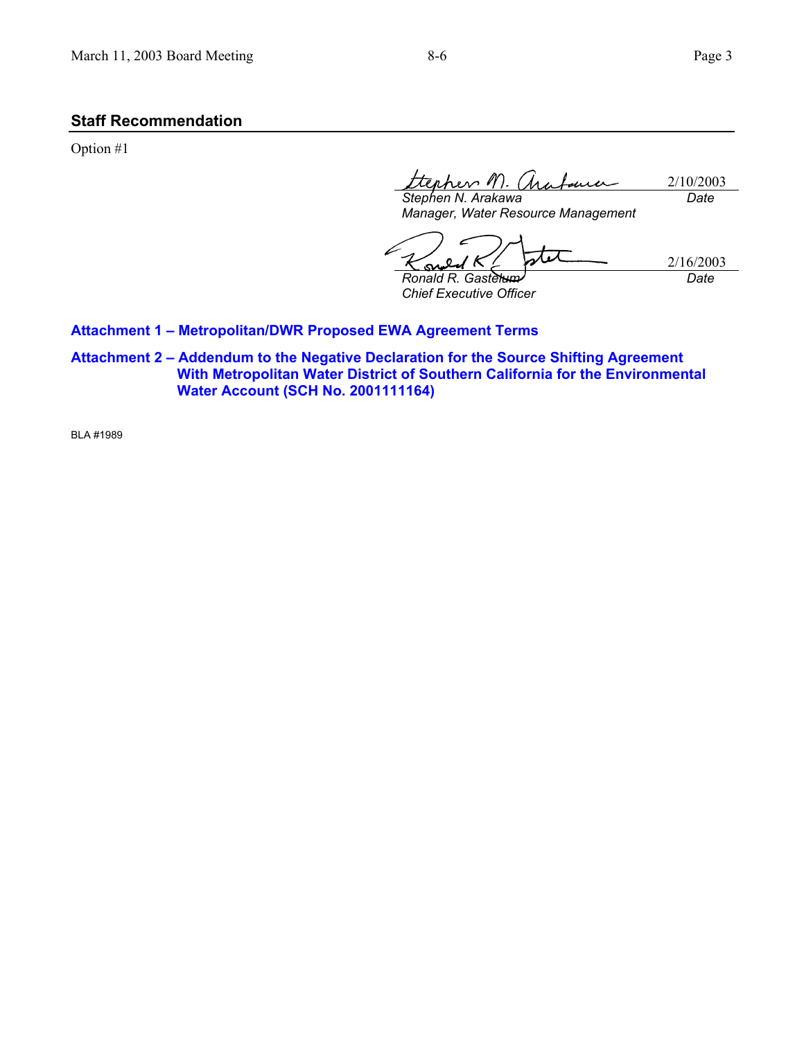## Staff Recommendation

Option #1

2/10/2003

*Stephen N. Arakawa* — *Date*
*Manager, Water Resource Management*

2/16/2003

*Ronald R. Gastelum* — *Date*
*Chief Executive Officer*

**Attachment 1 – Metropolitan/DWR Proposed EWA Agreement Terms**

**Attachment 2 – Addendum to the Negative Declaration for the Source Shifting Agreement With Metropolitan Water District of Southern California for the Environmental Water Account (SCH No. 2001111164)**

BLA #1989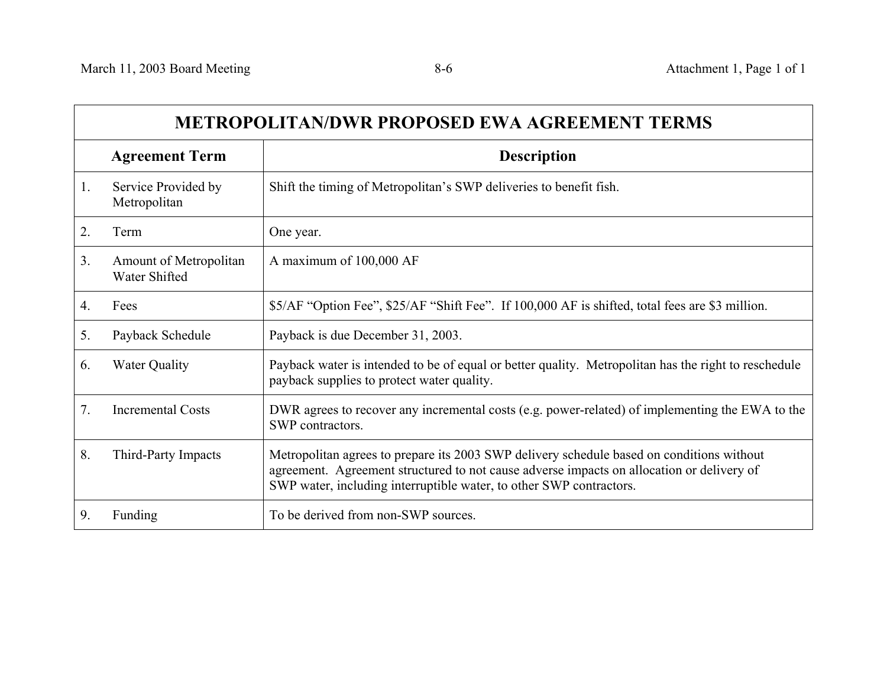| METROPOLITAN/DWR PROPOSED EWA AGREEMENT TERMS | |
|---|---|
| **Agreement Term** | **Description** |
| 1. Service Provided by Metropolitan | Shift the timing of Metropolitan's SWP deliveries to benefit fish. |
| 2. Term | One year. |
| 3. Amount of Metropolitan Water Shifted | A maximum of 100,000 AF |
| 4. Fees | $5/AF "Option Fee", $25/AF "Shift Fee". If 100,000 AF is shifted, total fees are $3 million. |
| 5. Payback Schedule | Payback is due December 31, 2003. |
| 6. Water Quality | Payback water is intended to be of equal or better quality. Metropolitan has the right to reschedule payback supplies to protect water quality. |
| 7. Incremental Costs | DWR agrees to recover any incremental costs (e.g. power-related) of implementing the EWA to the SWP contractors. |
| 8. Third-Party Impacts | Metropolitan agrees to prepare its 2003 SWP delivery schedule based on conditions without agreement. Agreement structured to not cause adverse impacts on allocation or delivery of SWP water, including interruptible water, to other SWP contractors. |
| 9. Funding | To be derived from non-SWP sources. |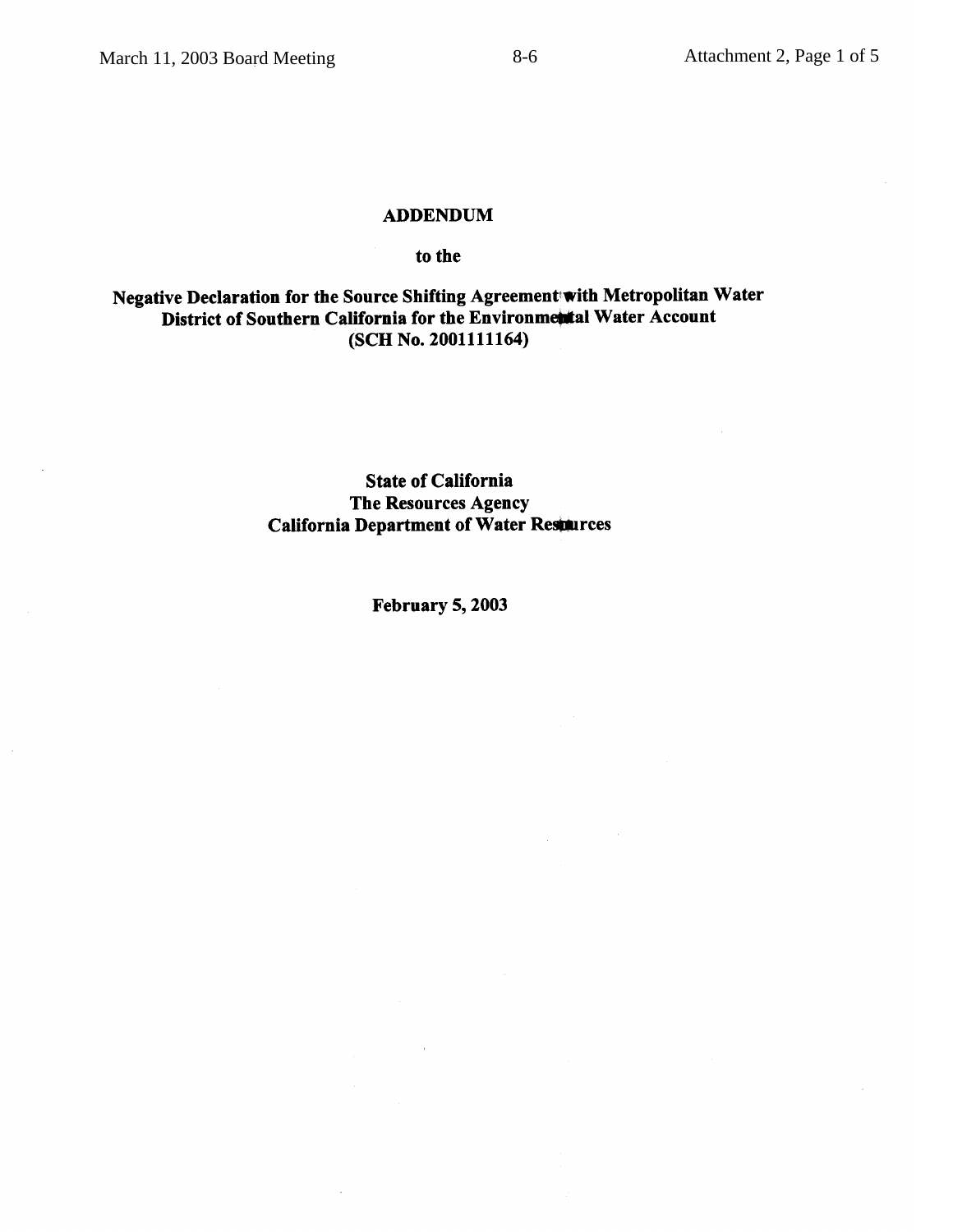**ADDENDUM**

**to the**

**Negative Declaration for the Source Shifting Agreement with Metropolitan Water District of Southern California for the Environmental Water Account (SCH No. 2001111164)**

**State of California**
**The Resources Agency**
**California Department of Water Resources**

**February 5, 2003**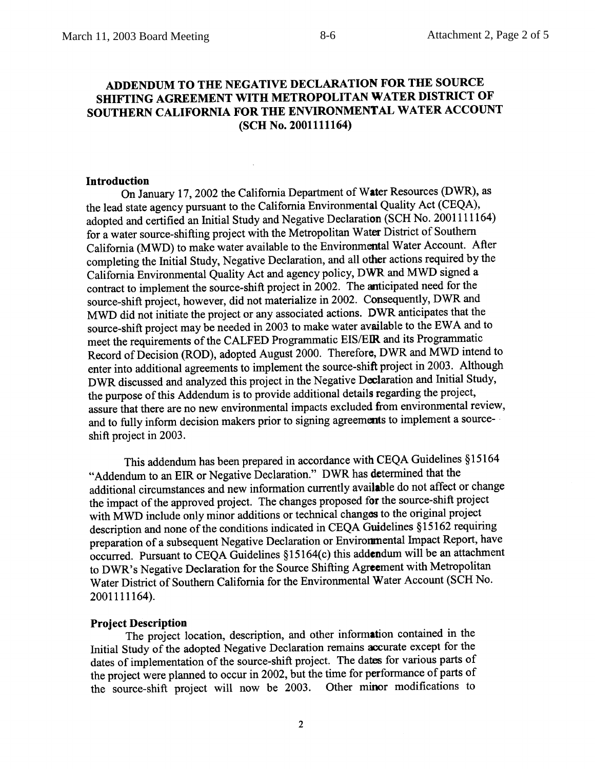# ADDENDUM TO THE NEGATIVE DECLARATION FOR THE SOURCE SHIFTING AGREEMENT WITH METROPOLITAN WATER DISTRICT OF SOUTHERN CALIFORNIA FOR THE ENVIRONMENTAL WATER ACCOUNT (SCH No. 2001111164)

## Introduction

On January 17, 2002 the California Department of Water Resources (DWR), as the lead state agency pursuant to the California Environmental Quality Act (CEQA), adopted and certified an Initial Study and Negative Declaration (SCH No. 2001111164) for a water source-shifting project with the Metropolitan Water District of Southern California (MWD) to make water available to the Environmental Water Account. After completing the Initial Study, Negative Declaration, and all other actions required by the California Environmental Quality Act and agency policy, DWR and MWD signed a contract to implement the source-shift project in 2002. The anticipated need for the source-shift project, however, did not materialize in 2002. Consequently, DWR and MWD did not initiate the project or any associated actions. DWR anticipates that the source-shift project may be needed in 2003 to make water available to the EWA and to meet the requirements of the CALFED Programmatic EIS/EIR and its Programmatic Record of Decision (ROD), adopted August 2000. Therefore, DWR and MWD intend to enter into additional agreements to implement the source-shift project in 2003. Although DWR discussed and analyzed this project in the Negative Declaration and Initial Study, the purpose of this Addendum is to provide additional details regarding the project, assure that there are no new environmental impacts excluded from environmental review, and to fully inform decision makers prior to signing agreements to implement a source-shift project in 2003.

This addendum has been prepared in accordance with CEQA Guidelines §15164 "Addendum to an EIR or Negative Declaration." DWR has determined that the additional circumstances and new information currently available do not affect or change the impact of the approved project. The changes proposed for the source-shift project with MWD include only minor additions or technical changes to the original project description and none of the conditions indicated in CEQA Guidelines §15162 requiring preparation of a subsequent Negative Declaration or Environmental Impact Report, have occurred. Pursuant to CEQA Guidelines §15164(c) this addendum will be an attachment to DWR's Negative Declaration for the Source Shifting Agreement with Metropolitan Water District of Southern California for the Environmental Water Account (SCH No. 2001111164).

## Project Description

The project location, description, and other information contained in the Initial Study of the adopted Negative Declaration remains accurate except for the dates of implementation of the source-shift project. The dates for various parts of the project were planned to occur in 2002, but the time for performance of parts of the source-shift project will now be 2003. Other minor modifications to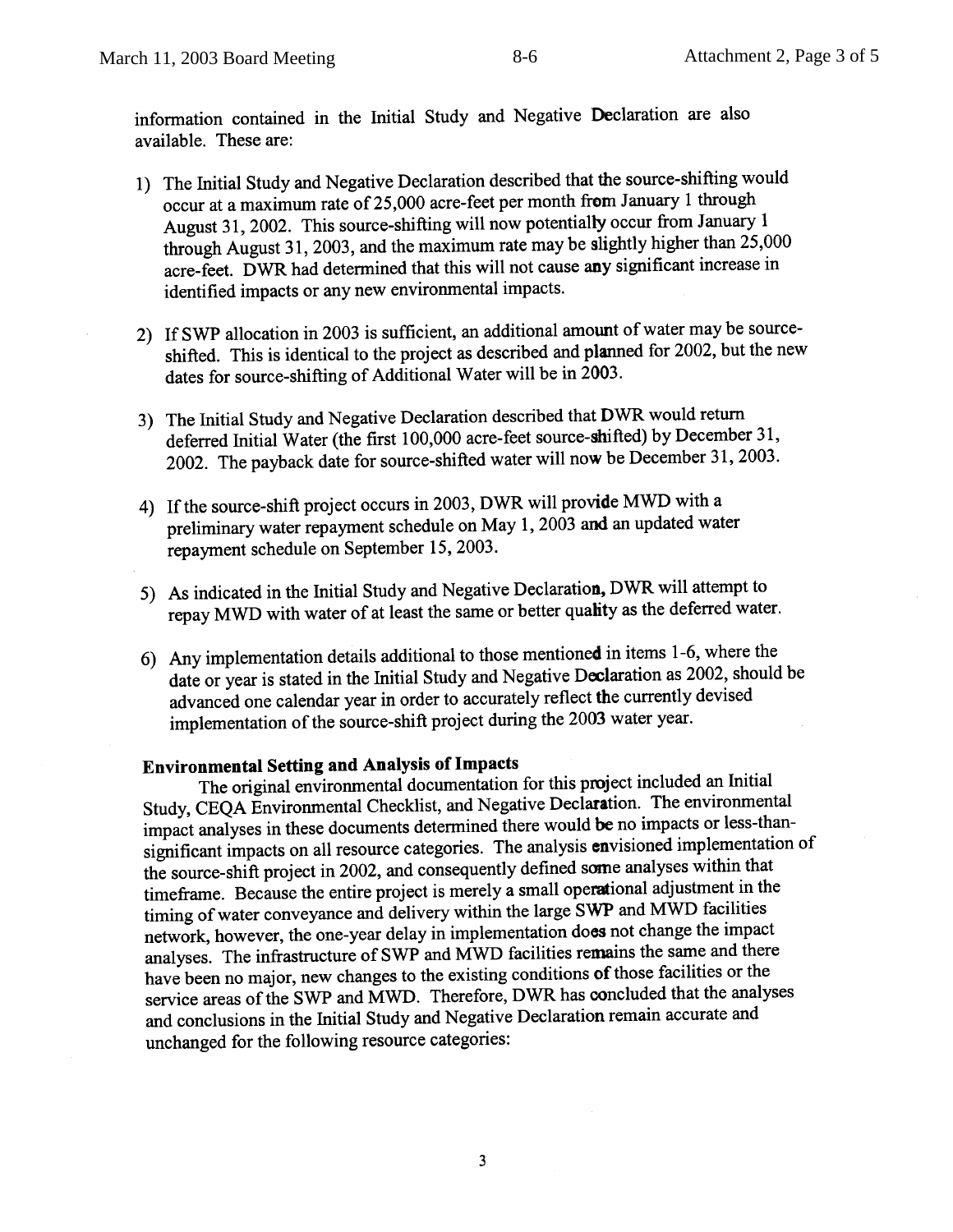information contained in the Initial Study and Negative Declaration are also available. These are:

1) The Initial Study and Negative Declaration described that the source-shifting would occur at a maximum rate of 25,000 acre-feet per month from January 1 through August 31, 2002. This source-shifting will now potentially occur from January 1 through August 31, 2003, and the maximum rate may be slightly higher than 25,000 acre-feet. DWR had determined that this will not cause any significant increase in identified impacts or any new environmental impacts.

2) If SWP allocation in 2003 is sufficient, an additional amount of water may be source-shifted. This is identical to the project as described and planned for 2002, but the new dates for source-shifting of Additional Water will be in 2003.

3) The Initial Study and Negative Declaration described that DWR would return deferred Initial Water (the first 100,000 acre-feet source-shifted) by December 31, 2002. The payback date for source-shifted water will now be December 31, 2003.

4) If the source-shift project occurs in 2003, DWR will provide MWD with a preliminary water repayment schedule on May 1, 2003 and an updated water repayment schedule on September 15, 2003.

5) As indicated in the Initial Study and Negative Declaration, DWR will attempt to repay MWD with water of at least the same or better quality as the deferred water.

6) Any implementation details additional to those mentioned in items 1-6, where the date or year is stated in the Initial Study and Negative Declaration as 2002, should be advanced one calendar year in order to accurately reflect the currently devised implementation of the source-shift project during the 2003 water year.

**Environmental Setting and Analysis of Impacts**

The original environmental documentation for this project included an Initial Study, CEQA Environmental Checklist, and Negative Declaration. The environmental impact analyses in these documents determined there would be no impacts or less-than-significant impacts on all resource categories. The analysis envisioned implementation of the source-shift project in 2002, and consequently defined some analyses within that timeframe. Because the entire project is merely a small operational adjustment in the timing of water conveyance and delivery within the large SWP and MWD facilities network, however, the one-year delay in implementation does not change the impact analyses. The infrastructure of SWP and MWD facilities remains the same and there have been no major, new changes to the existing conditions of those facilities or the service areas of the SWP and MWD. Therefore, DWR has concluded that the analyses and conclusions in the Initial Study and Negative Declaration remain accurate and unchanged for the following resource categories: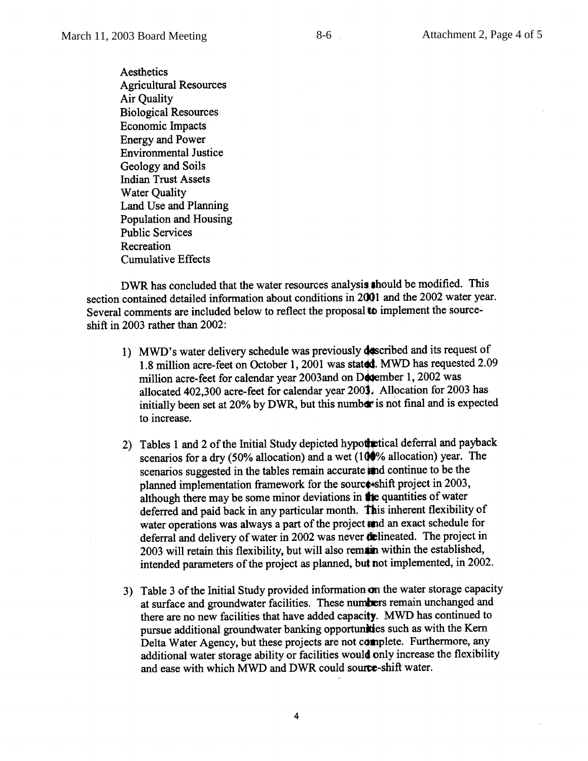Aesthetics
Agricultural Resources
Air Quality
Biological Resources
Economic Impacts
Energy and Power
Environmental Justice
Geology and Soils
Indian Trust Assets
Water Quality
Land Use and Planning
Population and Housing
Public Services
Recreation
Cumulative Effects

DWR has concluded that the water resources analysis should be modified. This section contained detailed information about conditions in 2001 and the 2002 water year. Several comments are included below to reflect the proposal to implement the source-shift in 2003 rather than 2002:

1) MWD's water delivery schedule was previously described and its request of 1.8 million acre-feet on October 1, 2001 was stated. MWD has requested 2.09 million acre-feet for calendar year 2003and on December 1, 2002 was allocated 402,300 acre-feet for calendar year 2003. Allocation for 2003 has initially been set at 20% by DWR, but this number is not final and is expected to increase.

2) Tables 1 and 2 of the Initial Study depicted hypothetical deferral and payback scenarios for a dry (50% allocation) and a wet (100% allocation) year. The scenarios suggested in the tables remain accurate and continue to be the planned implementation framework for the source-shift project in 2003, although there may be some minor deviations in the quantities of water deferred and paid back in any particular month. This inherent flexibility of water operations was always a part of the project and an exact schedule for deferral and delivery of water in 2002 was never delineated. The project in 2003 will retain this flexibility, but will also remain within the established, intended parameters of the project as planned, but not implemented, in 2002.

3) Table 3 of the Initial Study provided information on the water storage capacity at surface and groundwater facilities. These numbers remain unchanged and there are no new facilities that have added capacity. MWD has continued to pursue additional groundwater banking opportunities such as with the Kern Delta Water Agency, but these projects are not complete. Furthermore, any additional water storage ability or facilities would only increase the flexibility and ease with which MWD and DWR could source-shift water.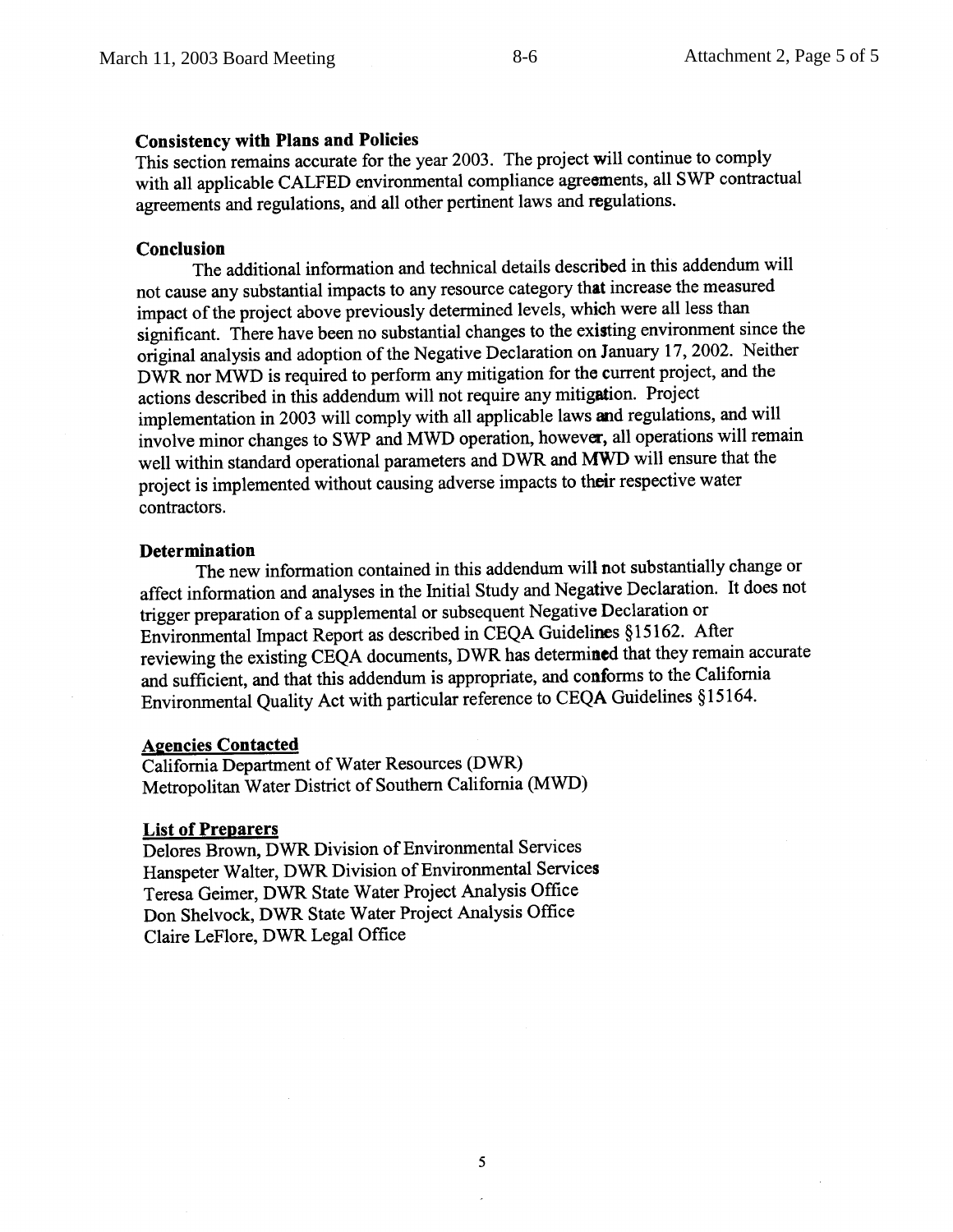### Consistency with Plans and Policies

This section remains accurate for the year 2003. The project will continue to comply with all applicable CALFED environmental compliance agreements, all SWP contractual agreements and regulations, and all other pertinent laws and regulations.

### Conclusion

The additional information and technical details described in this addendum will not cause any substantial impacts to any resource category that increase the measured impact of the project above previously determined levels, which were all less than significant. There have been no substantial changes to the existing environment since the original analysis and adoption of the Negative Declaration on January 17, 2002. Neither DWR nor MWD is required to perform any mitigation for the current project, and the actions described in this addendum will not require any mitigation. Project implementation in 2003 will comply with all applicable laws and regulations, and will involve minor changes to SWP and MWD operation, however, all operations will remain well within standard operational parameters and DWR and MWD will ensure that the project is implemented without causing adverse impacts to their respective water contractors.

### Determination

The new information contained in this addendum will not substantially change or affect information and analyses in the Initial Study and Negative Declaration. It does not trigger preparation of a supplemental or subsequent Negative Declaration or Environmental Impact Report as described in CEQA Guidelines §15162. After reviewing the existing CEQA documents, DWR has determined that they remain accurate and sufficient, and that this addendum is appropriate, and conforms to the California Environmental Quality Act with particular reference to CEQA Guidelines §15164.

### Agencies Contacted

California Department of Water Resources (DWR)
Metropolitan Water District of Southern California (MWD)

### List of Preparers

Delores Brown, DWR Division of Environmental Services
Hanspeter Walter, DWR Division of Environmental Services
Teresa Geimer, DWR State Water Project Analysis Office
Don Shelvock, DWR State Water Project Analysis Office
Claire LeFlore, DWR Legal Office